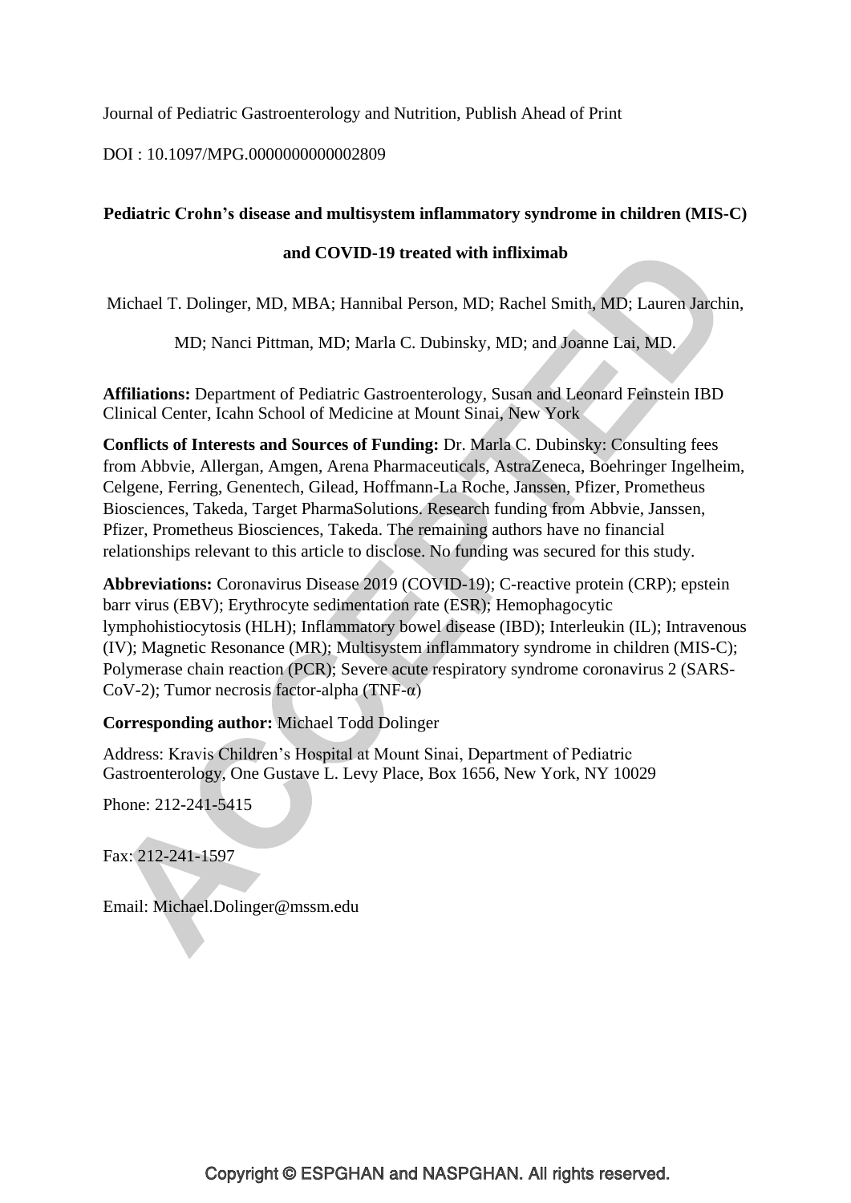Journal of Pediatric Gastroenterology and Nutrition, Publish Ahead of Print

DOI : 10.1097/MPG.0000000000002809

# Pediatric Crohn's disease and multisystem inflammatory syndrome in children (MIS-C) and COVID-19 treated with infliximab

Michael T. Dolinger, MD, MBA; Hannibal Person, MD; Rachel Smith, MD; Lauren Jarchin, MD; Nanci Pittman, MD; Marla C. Dubinsky, MD; and Joanne Lai, MD.

**Affiliations:** Department of Pediatric Gastroenterology, Susan and Leonard Feinstein IBD Clinical Center, Icahn School of Medicine at Mount Sinai, New York

**Conflicts of Interests and Sources of Funding:** Dr. Marla C. Dubinsky: Consulting fees from Abbvie, Allergan, Amgen, Arena Pharmaceuticals, AstraZeneca, Boehringer Ingelheim, Celgene, Ferring, Genentech, Gilead, Hoffmann-La Roche, Janssen, Pfizer, Prometheus Biosciences, Takeda, Target PharmaSolutions. Research funding from Abbvie, Janssen, Pfizer, Prometheus Biosciences, Takeda. The remaining authors have no financial relationships relevant to this article to disclose. No funding was secured for this study.

**Abbreviations:** Coronavirus Disease 2019 (COVID-19); C-reactive protein (CRP); epstein barr virus (EBV); Erythrocyte sedimentation rate (ESR); Hemophagocytic lymphohistiocytosis (HLH); Inflammatory bowel disease (IBD); Interleukin (IL); Intravenous (IV); Magnetic Resonance (MR); Multisystem inflammatory syndrome in children (MIS-C); Polymerase chain reaction (PCR); Severe acute respiratory syndrome coronavirus 2 (SARS-CoV-2); Tumor necrosis factor-alpha (TNF-α)

**Corresponding author:** Michael Todd Dolinger

Address: Kravis Children's Hospital at Mount Sinai, Department of Pediatric Gastroenterology, One Gustave L. Levy Place, Box 1656, New York, NY 10029

Phone: 212-241-5415

Fax: 212-241-1597

Email: Michael.Dolinger@mssm.edu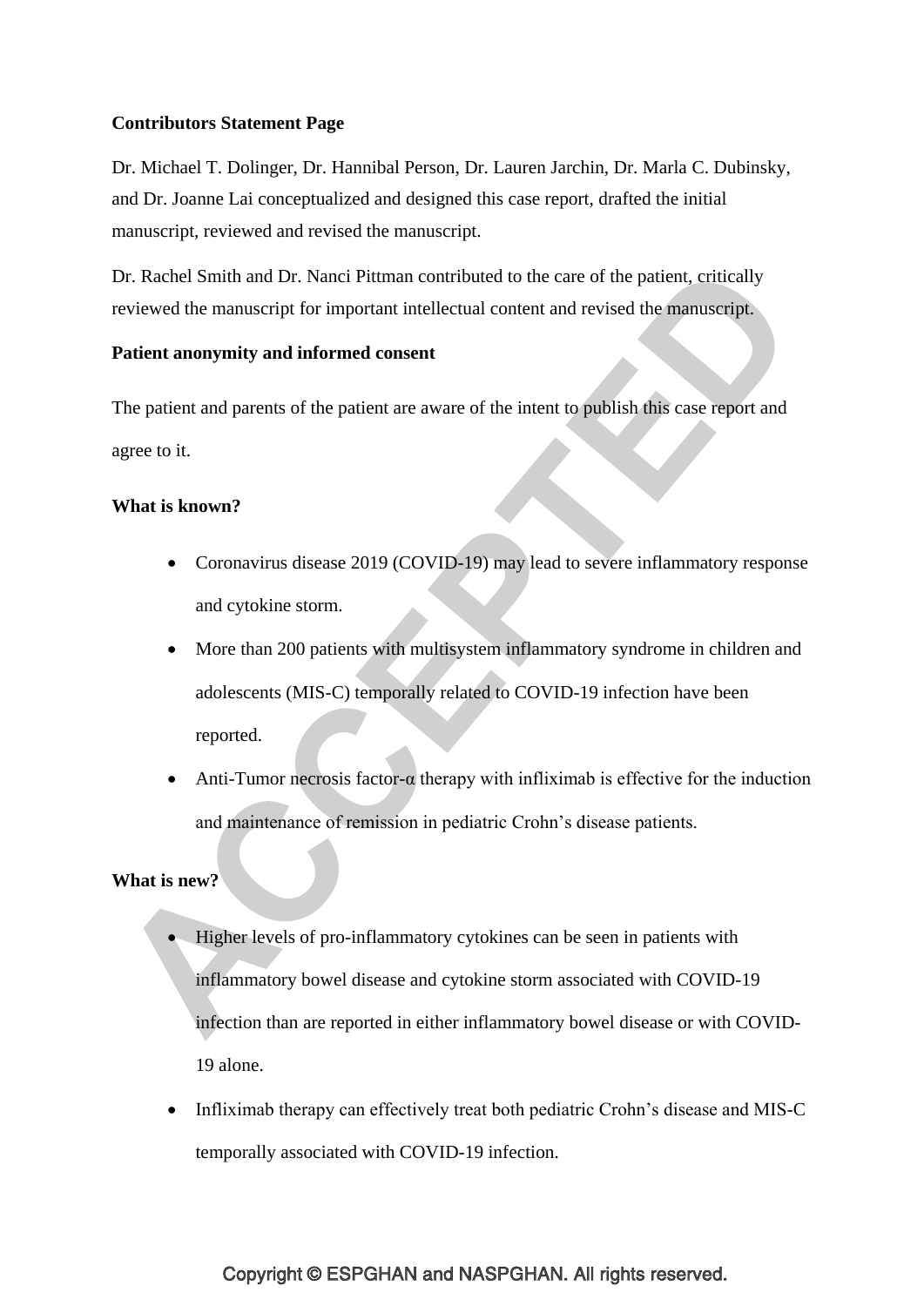**Contributors Statement Page**

Dr. Michael T. Dolinger, Dr. Hannibal Person, Dr. Lauren Jarchin, Dr. Marla C. Dubinsky, and Dr. Joanne Lai conceptualized and designed this case report, drafted the initial manuscript, reviewed and revised the manuscript.

Dr. Rachel Smith and Dr. Nanci Pittman contributed to the care of the patient, critically reviewed the manuscript for important intellectual content and revised the manuscript.

**Patient anonymity and informed consent**

The patient and parents of the patient are aware of the intent to publish this case report and agree to it.

**What is known?**

- Coronavirus disease 2019 (COVID-19) may lead to severe inflammatory response and cytokine storm.
- More than 200 patients with multisystem inflammatory syndrome in children and adolescents (MIS-C) temporally related to COVID-19 infection have been reported.
- Anti-Tumor necrosis factor-α therapy with infliximab is effective for the induction and maintenance of remission in pediatric Crohn's disease patients.

**What is new?**

- Higher levels of pro-inflammatory cytokines can be seen in patients with inflammatory bowel disease and cytokine storm associated with COVID-19 infection than are reported in either inflammatory bowel disease or with COVID-19 alone.
- Infliximab therapy can effectively treat both pediatric Crohn's disease and MIS-C temporally associated with COVID-19 infection.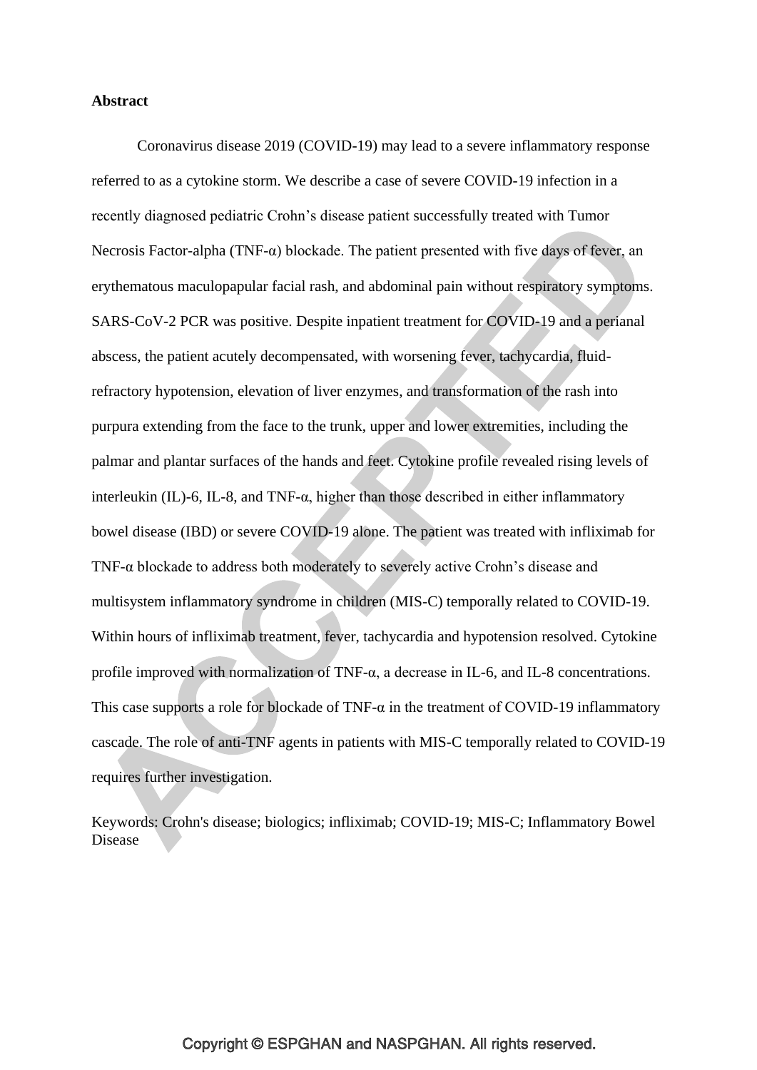**Abstract**

Coronavirus disease 2019 (COVID-19) may lead to a severe inflammatory response referred to as a cytokine storm. We describe a case of severe COVID-19 infection in a recently diagnosed pediatric Crohn's disease patient successfully treated with Tumor Necrosis Factor-alpha (TNF-α) blockade. The patient presented with five days of fever, an erythematous maculopapular facial rash, and abdominal pain without respiratory symptoms. SARS-CoV-2 PCR was positive. Despite inpatient treatment for COVID-19 and a perianal abscess, the patient acutely decompensated, with worsening fever, tachycardia, fluid-refractory hypotension, elevation of liver enzymes, and transformation of the rash into purpura extending from the face to the trunk, upper and lower extremities, including the palmar and plantar surfaces of the hands and feet. Cytokine profile revealed rising levels of interleukin (IL)-6, IL-8, and TNF-α, higher than those described in either inflammatory bowel disease (IBD) or severe COVID-19 alone. The patient was treated with infliximab for TNF-α blockade to address both moderately to severely active Crohn's disease and multisystem inflammatory syndrome in children (MIS-C) temporally related to COVID-19. Within hours of infliximab treatment, fever, tachycardia and hypotension resolved. Cytokine profile improved with normalization of TNF-α, a decrease in IL-6, and IL-8 concentrations. This case supports a role for blockade of TNF-α in the treatment of COVID-19 inflammatory cascade. The role of anti-TNF agents in patients with MIS-C temporally related to COVID-19 requires further investigation.

Keywords: Crohn's disease; biologics; infliximab; COVID-19; MIS-C; Inflammatory Bowel Disease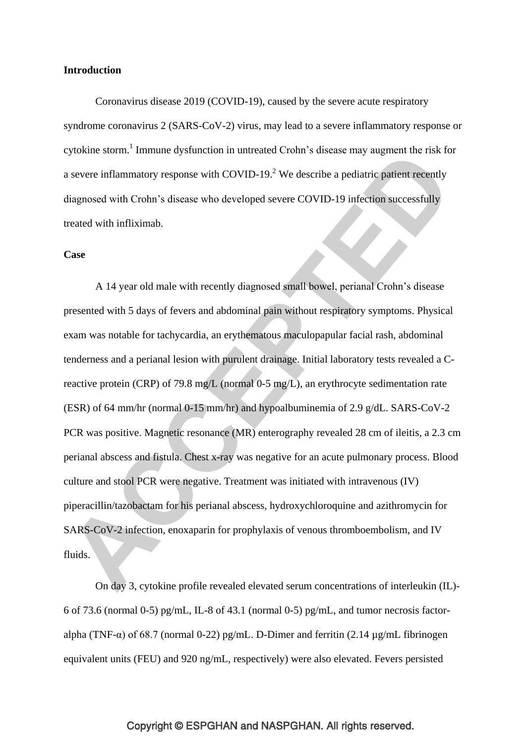**Introduction**

Coronavirus disease 2019 (COVID-19), caused by the severe acute respiratory syndrome coronavirus 2 (SARS-CoV-2) virus, may lead to a severe inflammatory response or cytokine storm.[1] Immune dysfunction in untreated Crohn's disease may augment the risk for a severe inflammatory response with COVID-19.[2] We describe a pediatric patient recently diagnosed with Crohn's disease who developed severe COVID-19 infection successfully treated with infliximab.

**Case**

A 14 year old male with recently diagnosed small bowel, perianal Crohn's disease presented with 5 days of fevers and abdominal pain without respiratory symptoms. Physical exam was notable for tachycardia, an erythematous maculopapular facial rash, abdominal tenderness and a perianal lesion with purulent drainage. Initial laboratory tests revealed a C-reactive protein (CRP) of 79.8 mg/L (normal 0-5 mg/L), an erythrocyte sedimentation rate (ESR) of 64 mm/hr (normal 0-15 mm/hr) and hypoalbuminemia of 2.9 g/dL. SARS-CoV-2 PCR was positive. Magnetic resonance (MR) enterography revealed 28 cm of ileitis, a 2.3 cm perianal abscess and fistula. Chest x-ray was negative for an acute pulmonary process. Blood culture and stool PCR were negative. Treatment was initiated with intravenous (IV) piperacillin/tazobactam for his perianal abscess, hydroxychloroquine and azithromycin for SARS-CoV-2 infection, enoxaparin for prophylaxis of venous thromboembolism, and IV fluids.

On day 3, cytokine profile revealed elevated serum concentrations of interleukin (IL)-6 of 73.6 (normal 0-5) pg/mL, IL-8 of 43.1 (normal 0-5) pg/mL, and tumor necrosis factor-alpha (TNF-α) of 68.7 (normal 0-22) pg/mL. D-Dimer and ferritin (2.14 μg/mL fibrinogen equivalent units (FEU) and 920 ng/mL, respectively) were also elevated. Fevers persisted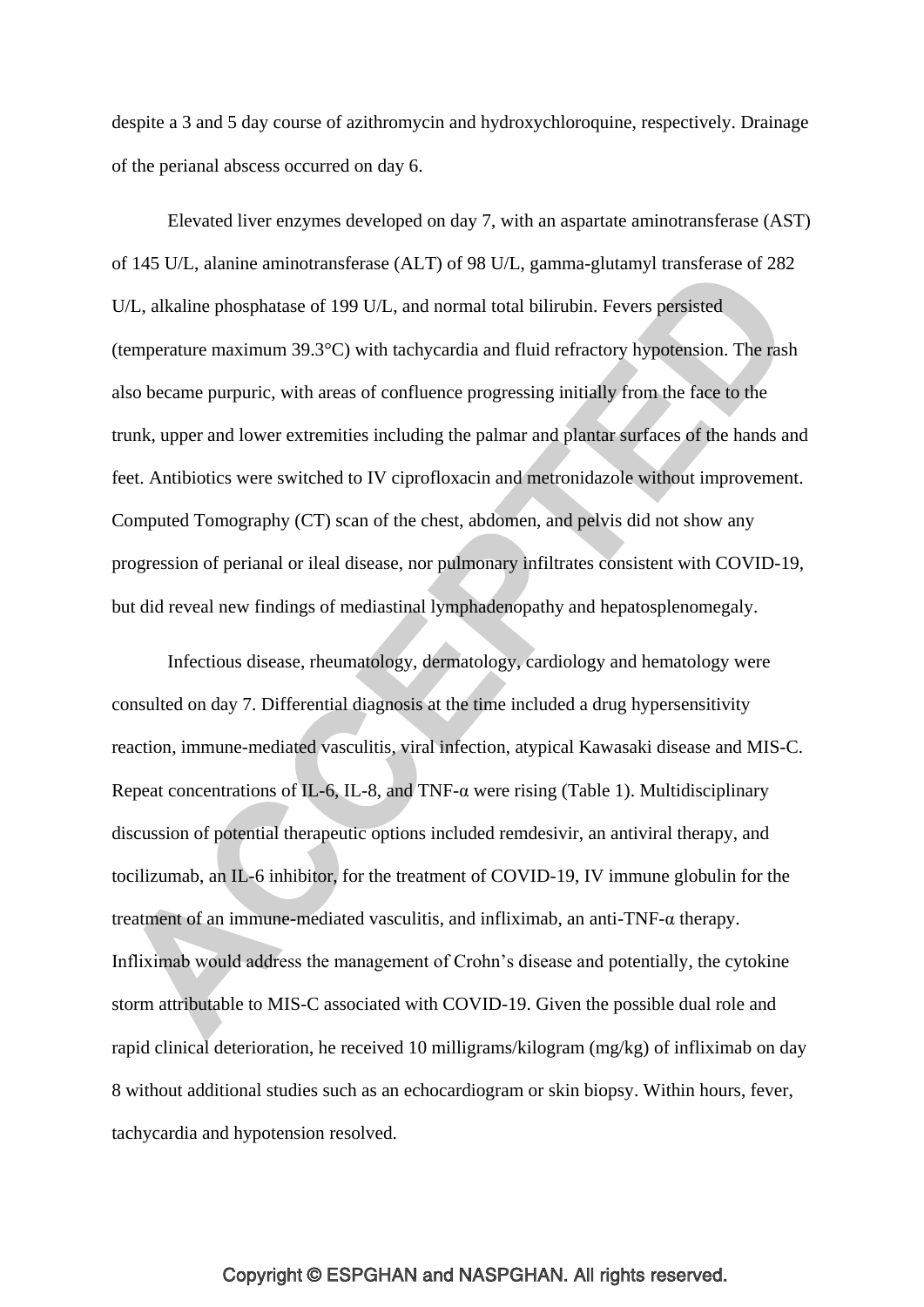despite a 3 and 5 day course of azithromycin and hydroxychloroquine, respectively. Drainage of the perianal abscess occurred on day 6.

Elevated liver enzymes developed on day 7, with an aspartate aminotransferase (AST) of 145 U/L, alanine aminotransferase (ALT) of 98 U/L, gamma-glutamyl transferase of 282 U/L, alkaline phosphatase of 199 U/L, and normal total bilirubin. Fevers persisted (temperature maximum 39.3°C) with tachycardia and fluid refractory hypotension. The rash also became purpuric, with areas of confluence progressing initially from the face to the trunk, upper and lower extremities including the palmar and plantar surfaces of the hands and feet. Antibiotics were switched to IV ciprofloxacin and metronidazole without improvement. Computed Tomography (CT) scan of the chest, abdomen, and pelvis did not show any progression of perianal or ileal disease, nor pulmonary infiltrates consistent with COVID-19, but did reveal new findings of mediastinal lymphadenopathy and hepatosplenomegaly.

Infectious disease, rheumatology, dermatology, cardiology and hematology were consulted on day 7. Differential diagnosis at the time included a drug hypersensitivity reaction, immune-mediated vasculitis, viral infection, atypical Kawasaki disease and MIS-C. Repeat concentrations of IL-6, IL-8, and TNF-α were rising (Table 1). Multidisciplinary discussion of potential therapeutic options included remdesivir, an antiviral therapy, and tocilizumab, an IL-6 inhibitor, for the treatment of COVID-19, IV immune globulin for the treatment of an immune-mediated vasculitis, and infliximab, an anti-TNF-α therapy. Infliximab would address the management of Crohn's disease and potentially, the cytokine storm attributable to MIS-C associated with COVID-19. Given the possible dual role and rapid clinical deterioration, he received 10 milligrams/kilogram (mg/kg) of infliximab on day 8 without additional studies such as an echocardiogram or skin biopsy. Within hours, fever, tachycardia and hypotension resolved.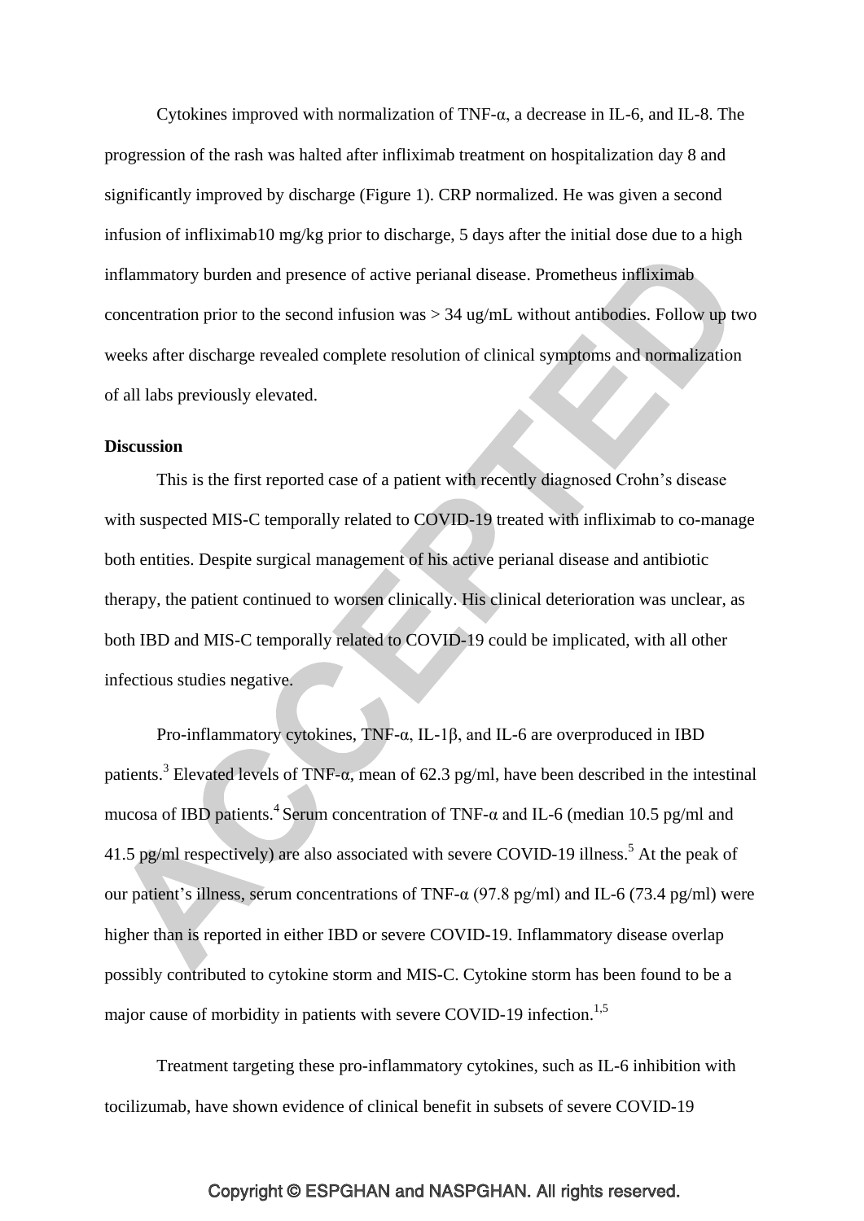Cytokines improved with normalization of TNF-α, a decrease in IL-6, and IL-8. The progression of the rash was halted after infliximab treatment on hospitalization day 8 and significantly improved by discharge (Figure 1). CRP normalized. He was given a second infusion of infliximab10 mg/kg prior to discharge, 5 days after the initial dose due to a high inflammatory burden and presence of active perianal disease. Prometheus infliximab concentration prior to the second infusion was > 34 ug/mL without antibodies. Follow up two weeks after discharge revealed complete resolution of clinical symptoms and normalization of all labs previously elevated.

**Discussion**

This is the first reported case of a patient with recently diagnosed Crohn's disease with suspected MIS-C temporally related to COVID-19 treated with infliximab to co-manage both entities. Despite surgical management of his active perianal disease and antibiotic therapy, the patient continued to worsen clinically. His clinical deterioration was unclear, as both IBD and MIS-C temporally related to COVID-19 could be implicated, with all other infectious studies negative.

Pro-inflammatory cytokines, TNF-α, IL-1β, and IL-6 are overproduced in IBD patients.[3] Elevated levels of TNF-α, mean of 62.3 pg/ml, have been described in the intestinal mucosa of IBD patients.[4] Serum concentration of TNF-α and IL-6 (median 10.5 pg/ml and 41.5 pg/ml respectively) are also associated with severe COVID-19 illness.[5] At the peak of our patient's illness, serum concentrations of TNF-α (97.8 pg/ml) and IL-6 (73.4 pg/ml) were higher than is reported in either IBD or severe COVID-19. Inflammatory disease overlap possibly contributed to cytokine storm and MIS-C. Cytokine storm has been found to be a major cause of morbidity in patients with severe COVID-19 infection.[1,5]

Treatment targeting these pro-inflammatory cytokines, such as IL-6 inhibition with tocilizumab, have shown evidence of clinical benefit in subsets of severe COVID-19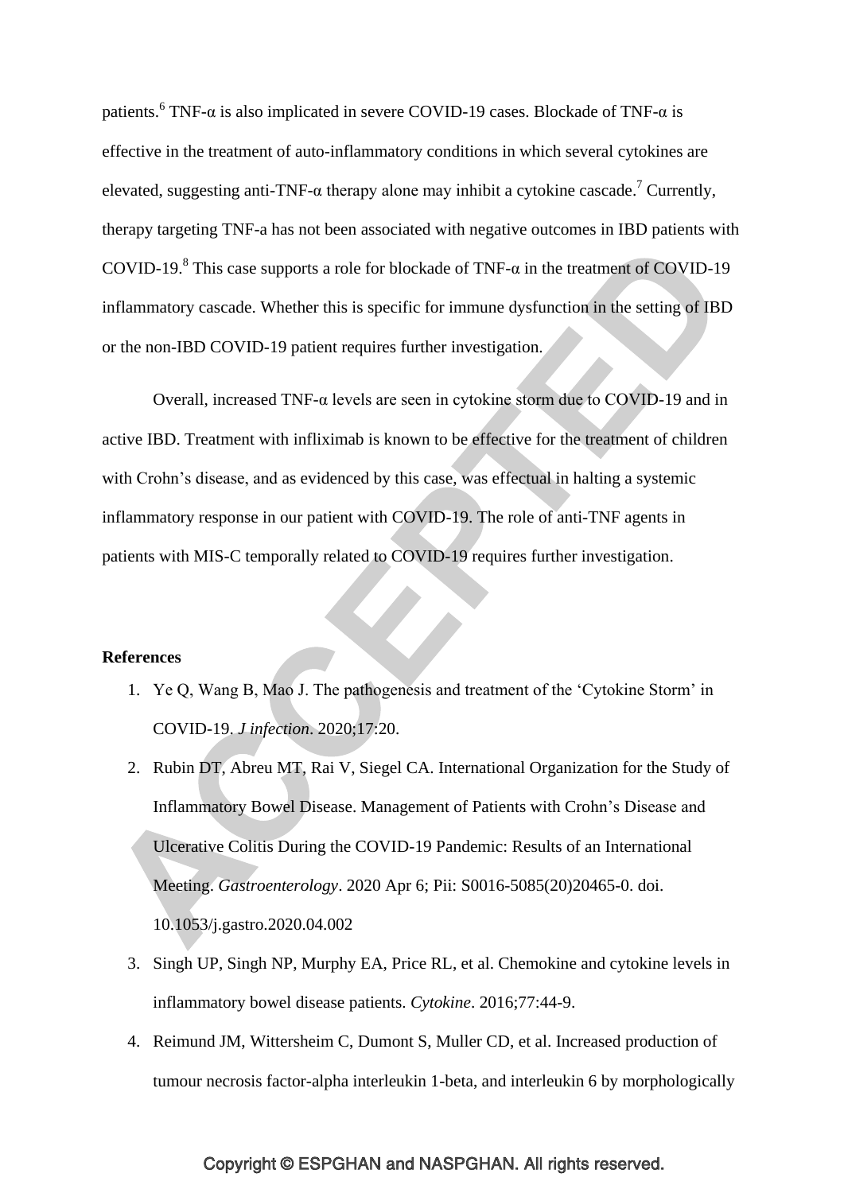patients.[6] TNF-α is also implicated in severe COVID-19 cases. Blockade of TNF-α is effective in the treatment of auto-inflammatory conditions in which several cytokines are elevated, suggesting anti-TNF-α therapy alone may inhibit a cytokine cascade.[7] Currently, therapy targeting TNF-a has not been associated with negative outcomes in IBD patients with COVID-19.[8] This case supports a role for blockade of TNF-α in the treatment of COVID-19 inflammatory cascade. Whether this is specific for immune dysfunction in the setting of IBD or the non-IBD COVID-19 patient requires further investigation.

Overall, increased TNF-α levels are seen in cytokine storm due to COVID-19 and in active IBD. Treatment with infliximab is known to be effective for the treatment of children with Crohn's disease, and as evidenced by this case, was effectual in halting a systemic inflammatory response in our patient with COVID-19. The role of anti-TNF agents in patients with MIS-C temporally related to COVID-19 requires further investigation.

**References**

1. Ye Q, Wang B, Mao J. The pathogenesis and treatment of the 'Cytokine Storm' in COVID-19. *J infection*. 2020;17:20.
2. Rubin DT, Abreu MT, Rai V, Siegel CA. International Organization for the Study of Inflammatory Bowel Disease. Management of Patients with Crohn's Disease and Ulcerative Colitis During the COVID-19 Pandemic: Results of an International Meeting. *Gastroenterology*. 2020 Apr 6; Pii: S0016-5085(20)20465-0. doi. 10.1053/j.gastro.2020.04.002
3. Singh UP, Singh NP, Murphy EA, Price RL, et al. Chemokine and cytokine levels in inflammatory bowel disease patients. *Cytokine*. 2016;77:44-9.
4. Reimund JM, Wittersheim C, Dumont S, Muller CD, et al. Increased production of tumour necrosis factor-alpha interleukin 1-beta, and interleukin 6 by morphologically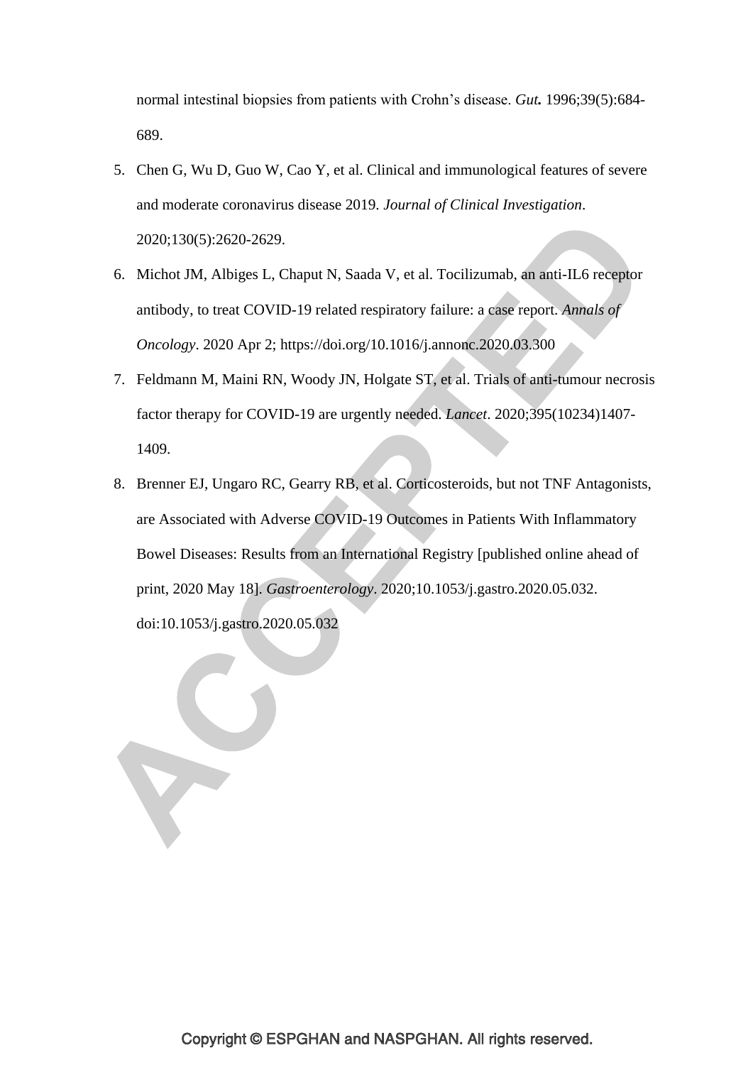normal intestinal biopsies from patients with Crohn's disease. *Gut.* 1996;39(5):684-689.

5. Chen G, Wu D, Guo W, Cao Y, et al. Clinical and immunological features of severe and moderate coronavirus disease 2019. *Journal of Clinical Investigation*. 2020;130(5):2620-2629.
6. Michot JM, Albiges L, Chaput N, Saada V, et al. Tocilizumab, an anti-IL6 receptor antibody, to treat COVID-19 related respiratory failure: a case report. *Annals of Oncology*. 2020 Apr 2; https://doi.org/10.1016/j.annonc.2020.03.300
7. Feldmann M, Maini RN, Woody JN, Holgate ST, et al. Trials of anti-tumour necrosis factor therapy for COVID-19 are urgently needed. *Lancet*. 2020;395(10234)1407-1409.
8. Brenner EJ, Ungaro RC, Gearry RB, et al. Corticosteroids, but not TNF Antagonists, are Associated with Adverse COVID-19 Outcomes in Patients With Inflammatory Bowel Diseases: Results from an International Registry [published online ahead of print, 2020 May 18]. *Gastroenterology*. 2020;10.1053/j.gastro.2020.05.032. doi:10.1053/j.gastro.2020.05.032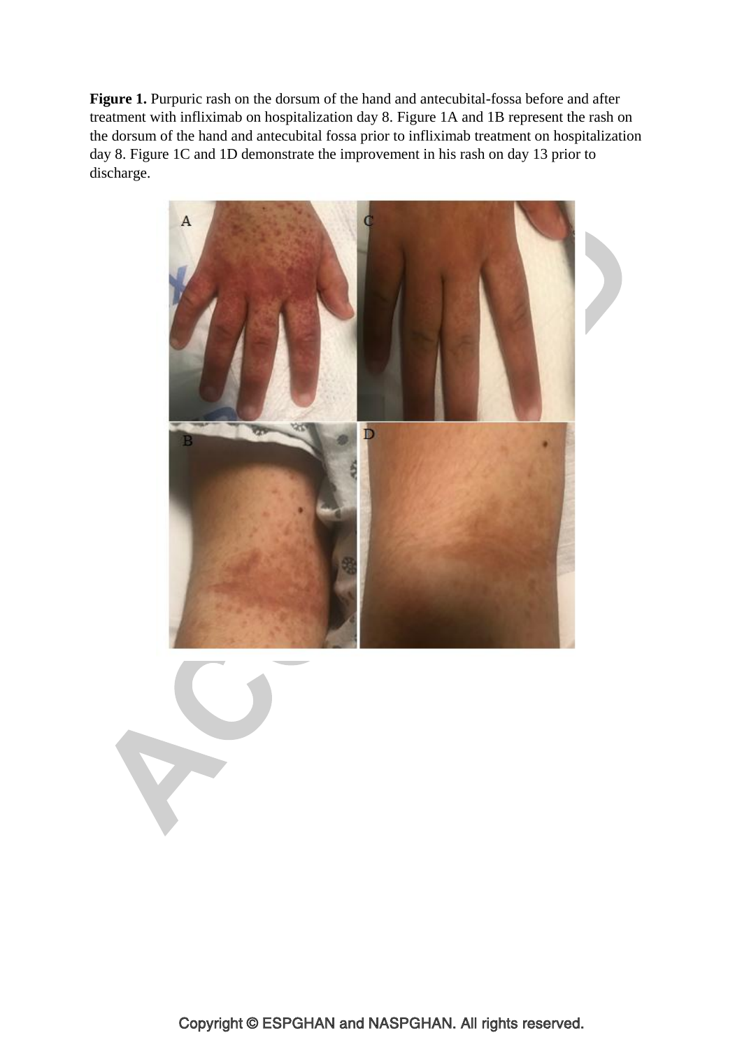**Figure 1.** Purpuric rash on the dorsum of the hand and antecubital-fossa before and after treatment with infliximab on hospitalization day 8. Figure 1A and 1B represent the rash on the dorsum of the hand and antecubital fossa prior to infliximab treatment on hospitalization day 8. Figure 1C and 1D demonstrate the improvement in his rash on day 13 prior to discharge.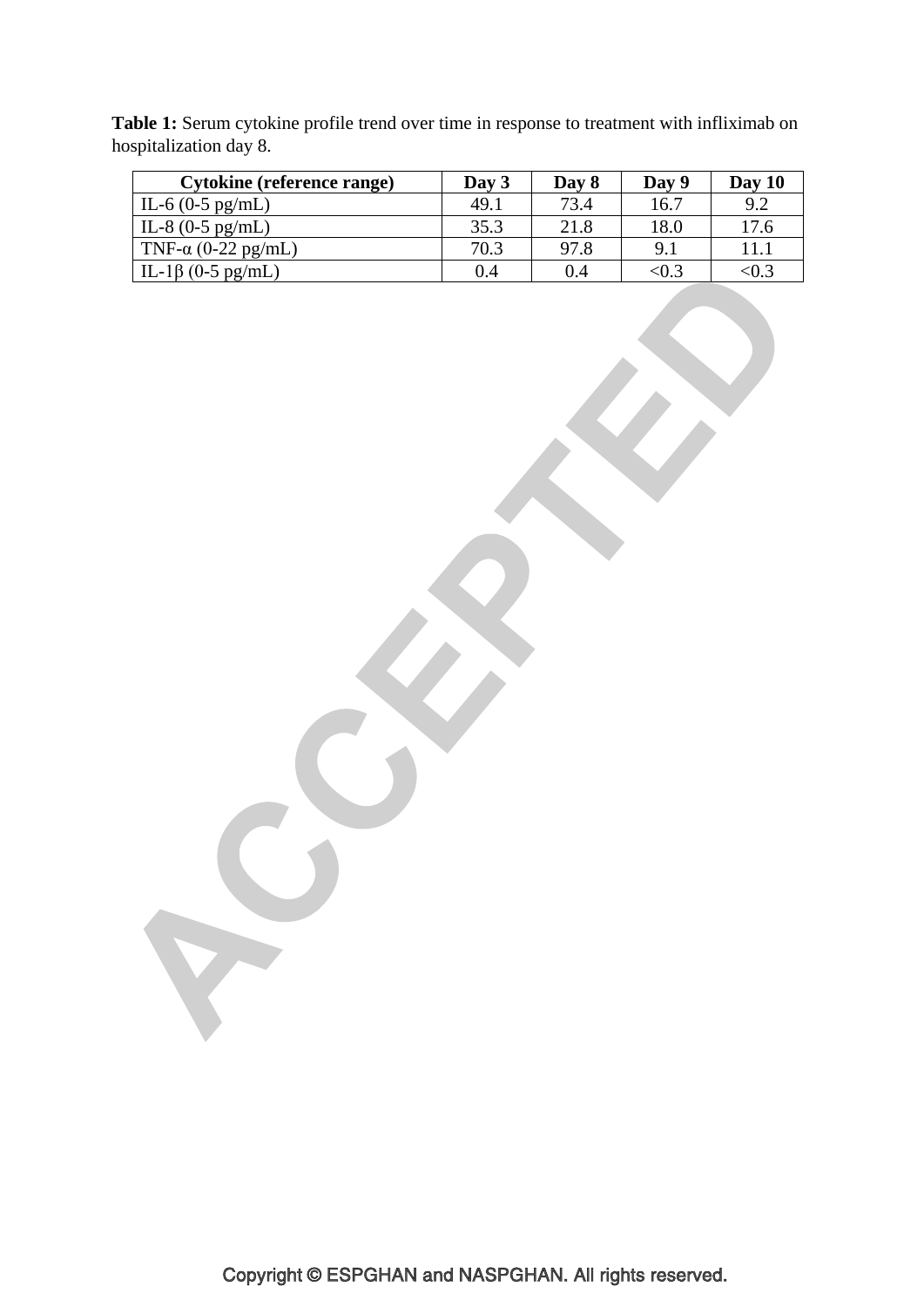**Table 1:** Serum cytokine profile trend over time in response to treatment with infliximab on hospitalization day 8.

| Cytokine (reference range) | Day 3 | Day 8 | Day 9 | Day 10 |
|---|---|---|---|---|
| IL-6 (0-5 pg/mL) | 49.1 | 73.4 | 16.7 | 9.2 |
| IL-8 (0-5 pg/mL) | 35.3 | 21.8 | 18.0 | 17.6 |
| TNF-α (0-22 pg/mL) | 70.3 | 97.8 | 9.1 | 11.1 |
| IL-1β (0-5 pg/mL) | 0.4 | 0.4 | <0.3 | <0.3 |